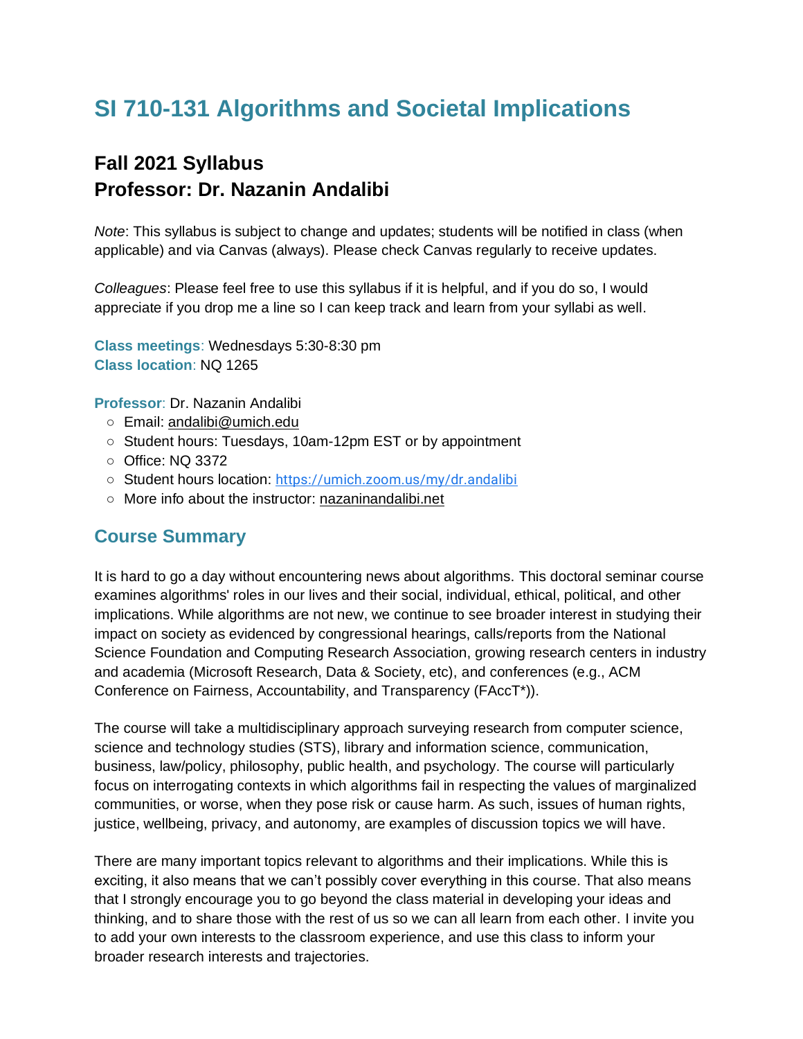# SI 710-131 Algorithms and Societal Implications

## Fall 2021 Syllabus
## Professor: Dr. Nazanin Andalibi

*Note*: This syllabus is subject to change and updates; students will be notified in class (when applicable) and via Canvas (always). Please check Canvas regularly to receive updates.

*Colleagues*: Please feel free to use this syllabus if it is helpful, and if you do so, I would appreciate if you drop me a line so I can keep track and learn from your syllabi as well.

**Class meetings**: Wednesdays 5:30-8:30 pm
**Class location**: NQ 1265

**Professor**: Dr. Nazanin Andalibi

- Email: andalibi@umich.edu
- Student hours: Tuesdays, 10am-12pm EST or by appointment
- Office: NQ 3372
- Student hours location: https://umich.zoom.us/my/dr.andalibi
- More info about the instructor: nazaninandalibi.net

## Course Summary

It is hard to go a day without encountering news about algorithms. This doctoral seminar course examines algorithms' roles in our lives and their social, individual, ethical, political, and other implications. While algorithms are not new, we continue to see broader interest in studying their impact on society as evidenced by congressional hearings, calls/reports from the National Science Foundation and Computing Research Association, growing research centers in industry and academia (Microsoft Research, Data & Society, etc), and conferences (e.g., ACM Conference on Fairness, Accountability, and Transparency (FAccT*)).

The course will take a multidisciplinary approach surveying research from computer science, science and technology studies (STS), library and information science, communication, business, law/policy, philosophy, public health, and psychology. The course will particularly focus on interrogating contexts in which algorithms fail in respecting the values of marginalized communities, or worse, when they pose risk or cause harm. As such, issues of human rights, justice, wellbeing, privacy, and autonomy, are examples of discussion topics we will have.

There are many important topics relevant to algorithms and their implications. While this is exciting, it also means that we can't possibly cover everything in this course. That also means that I strongly encourage you to go beyond the class material in developing your ideas and thinking, and to share those with the rest of us so we can all learn from each other. I invite you to add your own interests to the classroom experience, and use this class to inform your broader research interests and trajectories.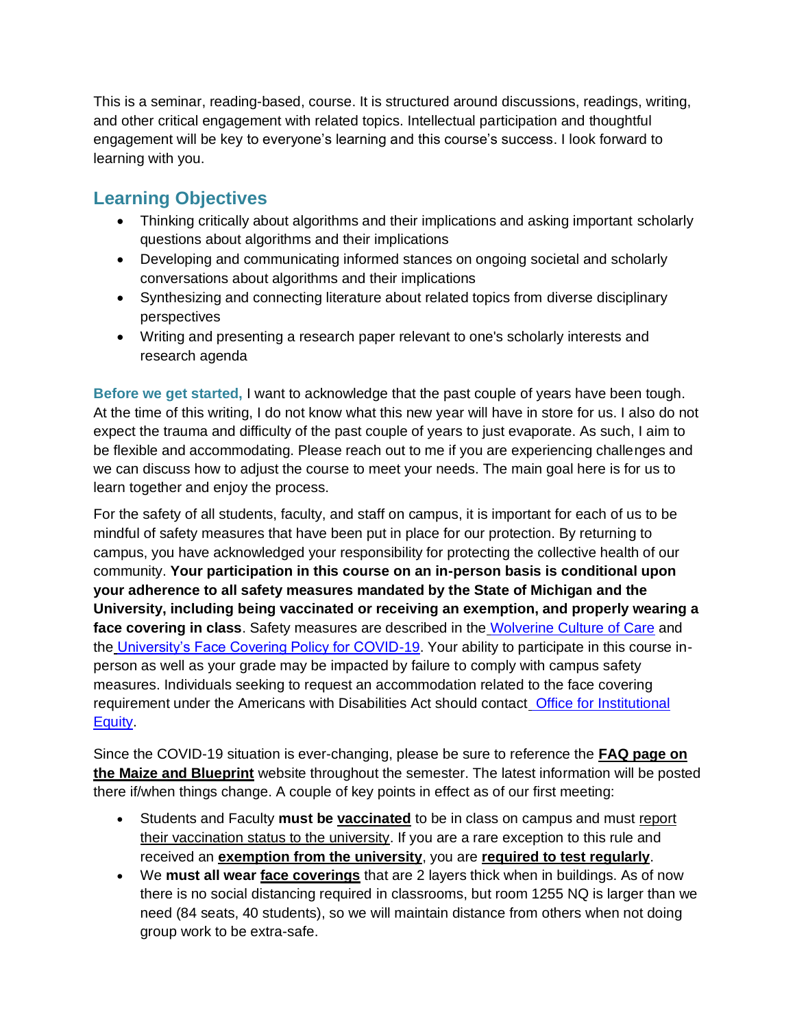This is a seminar, reading-based, course. It is structured around discussions, readings, writing, and other critical engagement with related topics. Intellectual participation and thoughtful engagement will be key to everyone's learning and this course's success. I look forward to learning with you.

## Learning Objectives

- Thinking critically about algorithms and their implications and asking important scholarly questions about algorithms and their implications
- Developing and communicating informed stances on ongoing societal and scholarly conversations about algorithms and their implications
- Synthesizing and connecting literature about related topics from diverse disciplinary perspectives
- Writing and presenting a research paper relevant to one's scholarly interests and research agenda

**Before we get started,** I want to acknowledge that the past couple of years have been tough. At the time of this writing, I do not know what this new year will have in store for us. I also do not expect the trauma and difficulty of the past couple of years to just evaporate. As such, I aim to be flexible and accommodating. Please reach out to me if you are experiencing challenges and we can discuss how to adjust the course to meet your needs. The main goal here is for us to learn together and enjoy the process.

For the safety of all students, faculty, and staff on campus, it is important for each of us to be mindful of safety measures that have been put in place for our protection. By returning to campus, you have acknowledged your responsibility for protecting the collective health of our community. **Your participation in this course on an in-person basis is conditional upon your adherence to all safety measures mandated by the State of Michigan and the University, including being vaccinated or receiving an exemption, and properly wearing a face covering in class**. Safety measures are described in the Wolverine Culture of Care and the University's Face Covering Policy for COVID-19. Your ability to participate in this course in-person as well as your grade may be impacted by failure to comply with campus safety measures. Individuals seeking to request an accommodation related to the face covering requirement under the Americans with Disabilities Act should contact Office for Institutional Equity.

Since the COVID-19 situation is ever-changing, please be sure to reference the **FAQ page on the Maize and Blueprint** website throughout the semester. The latest information will be posted there if/when things change. A couple of key points in effect as of our first meeting:

- Students and Faculty **must be vaccinated** to be in class on campus and must report their vaccination status to the university. If you are a rare exception to this rule and received an **exemption from the university**, you are **required to test regularly**.
- We **must all wear face coverings** that are 2 layers thick when in buildings. As of now there is no social distancing required in classrooms, but room 1255 NQ is larger than we need (84 seats, 40 students), so we will maintain distance from others when not doing group work to be extra-safe.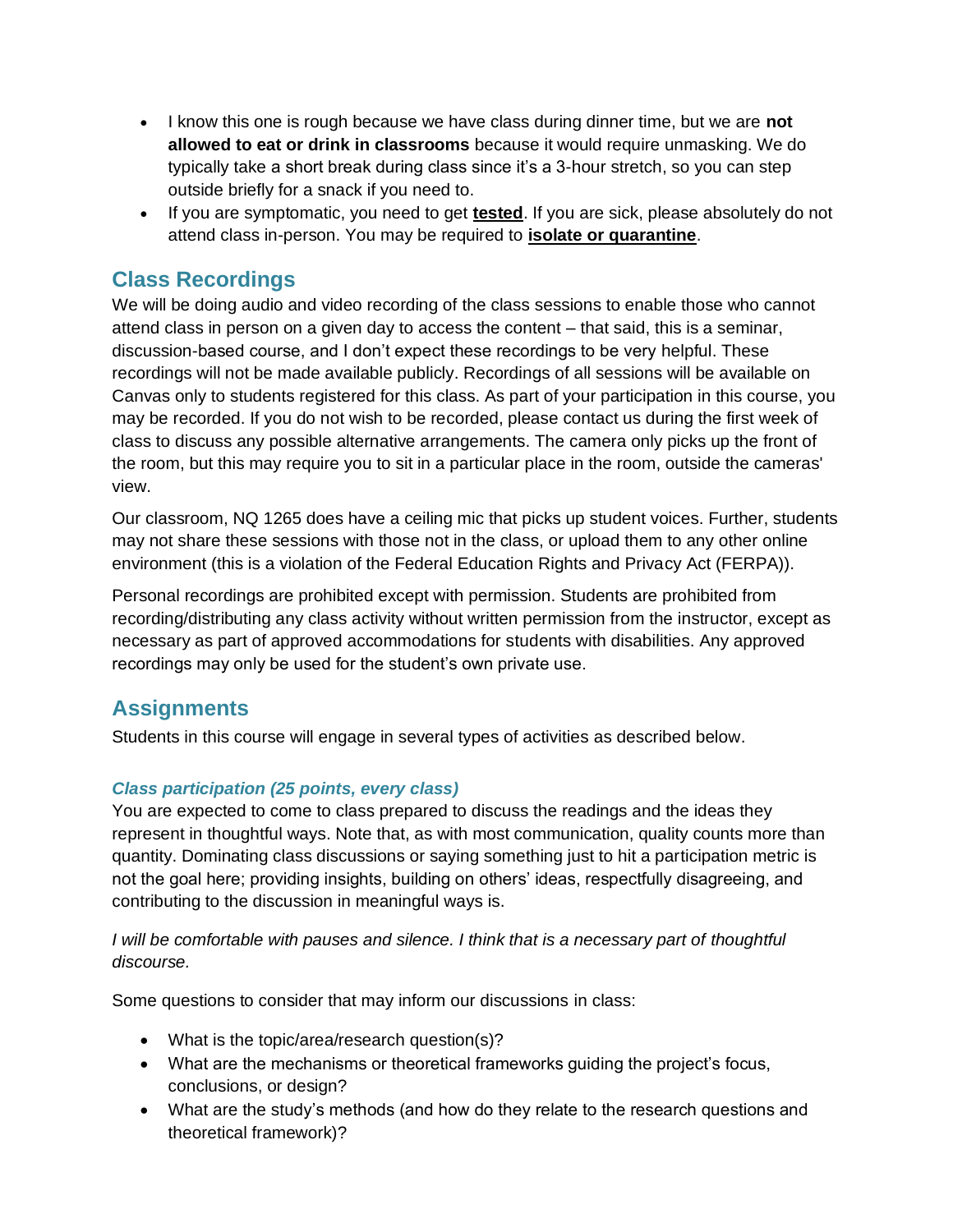- I know this one is rough because we have class during dinner time, but we are **not allowed to eat or drink in classrooms** because it would require unmasking. We do typically take a short break during class since it's a 3-hour stretch, so you can step outside briefly for a snack if you need to.
- If you are symptomatic, you need to get **tested**. If you are sick, please absolutely do not attend class in-person. You may be required to **isolate or quarantine**.

## Class Recordings

We will be doing audio and video recording of the class sessions to enable those who cannot attend class in person on a given day to access the content – that said, this is a seminar, discussion-based course, and I don't expect these recordings to be very helpful. These recordings will not be made available publicly. Recordings of all sessions will be available on Canvas only to students registered for this class. As part of your participation in this course, you may be recorded. If you do not wish to be recorded, please contact us during the first week of class to discuss any possible alternative arrangements. The camera only picks up the front of the room, but this may require you to sit in a particular place in the room, outside the cameras' view.

Our classroom, NQ 1265 does have a ceiling mic that picks up student voices. Further, students may not share these sessions with those not in the class, or upload them to any other online environment (this is a violation of the Federal Education Rights and Privacy Act (FERPA)).

Personal recordings are prohibited except with permission. Students are prohibited from recording/distributing any class activity without written permission from the instructor, except as necessary as part of approved accommodations for students with disabilities. Any approved recordings may only be used for the student's own private use.

## Assignments

Students in this course will engage in several types of activities as described below.

### *Class participation (25 points, every class)*

You are expected to come to class prepared to discuss the readings and the ideas they represent in thoughtful ways. Note that, as with most communication, quality counts more than quantity. Dominating class discussions or saying something just to hit a participation metric is not the goal here; providing insights, building on others' ideas, respectfully disagreeing, and contributing to the discussion in meaningful ways is.

*I will be comfortable with pauses and silence. I think that is a necessary part of thoughtful discourse.*

Some questions to consider that may inform our discussions in class:

- What is the topic/area/research question(s)?
- What are the mechanisms or theoretical frameworks guiding the project's focus, conclusions, or design?
- What are the study's methods (and how do they relate to the research questions and theoretical framework)?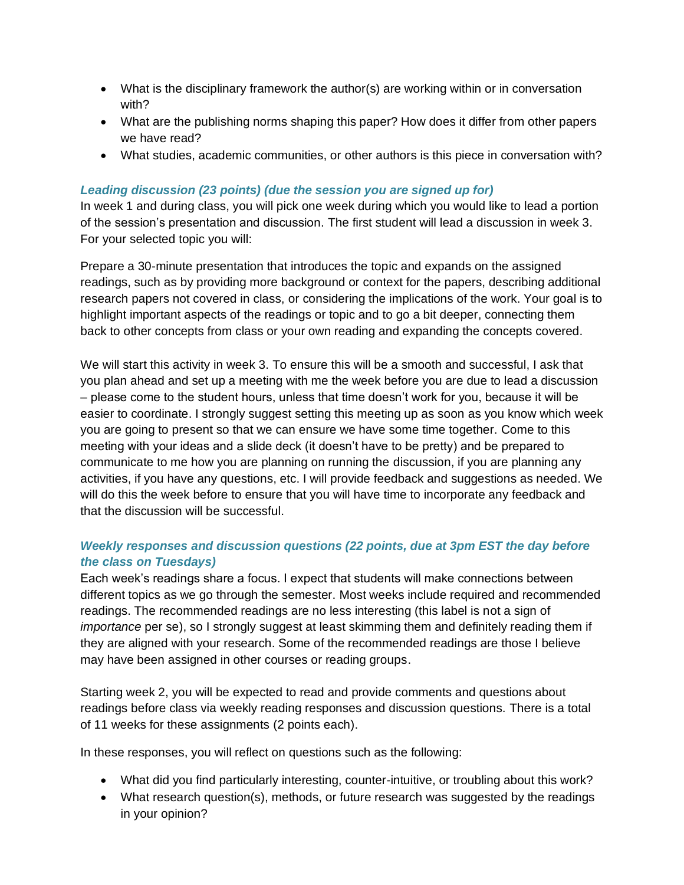- What is the disciplinary framework the author(s) are working within or in conversation with?
- What are the publishing norms shaping this paper? How does it differ from other papers we have read?
- What studies, academic communities, or other authors is this piece in conversation with?

### *Leading discussion (23 points) (due the session you are signed up for)*

In week 1 and during class, you will pick one week during which you would like to lead a portion of the session's presentation and discussion. The first student will lead a discussion in week 3. For your selected topic you will:

Prepare a 30-minute presentation that introduces the topic and expands on the assigned readings, such as by providing more background or context for the papers, describing additional research papers not covered in class, or considering the implications of the work. Your goal is to highlight important aspects of the readings or topic and to go a bit deeper, connecting them back to other concepts from class or your own reading and expanding the concepts covered.

We will start this activity in week 3. To ensure this will be a smooth and successful, I ask that you plan ahead and set up a meeting with me the week before you are due to lead a discussion – please come to the student hours, unless that time doesn't work for you, because it will be easier to coordinate. I strongly suggest setting this meeting up as soon as you know which week you are going to present so that we can ensure we have some time together. Come to this meeting with your ideas and a slide deck (it doesn't have to be pretty) and be prepared to communicate to me how you are planning on running the discussion, if you are planning any activities, if you have any questions, etc. I will provide feedback and suggestions as needed. We will do this the week before to ensure that you will have time to incorporate any feedback and that the discussion will be successful.

### *Weekly responses and discussion questions (22 points, due at 3pm EST the day before the class on Tuesdays)*

Each week's readings share a focus. I expect that students will make connections between different topics as we go through the semester. Most weeks include required and recommended readings. The recommended readings are no less interesting (this label is not a sign of *importance* per se), so I strongly suggest at least skimming them and definitely reading them if they are aligned with your research. Some of the recommended readings are those I believe may have been assigned in other courses or reading groups.

Starting week 2, you will be expected to read and provide comments and questions about readings before class via weekly reading responses and discussion questions. There is a total of 11 weeks for these assignments (2 points each).

In these responses, you will reflect on questions such as the following:

- What did you find particularly interesting, counter-intuitive, or troubling about this work?
- What research question(s), methods, or future research was suggested by the readings in your opinion?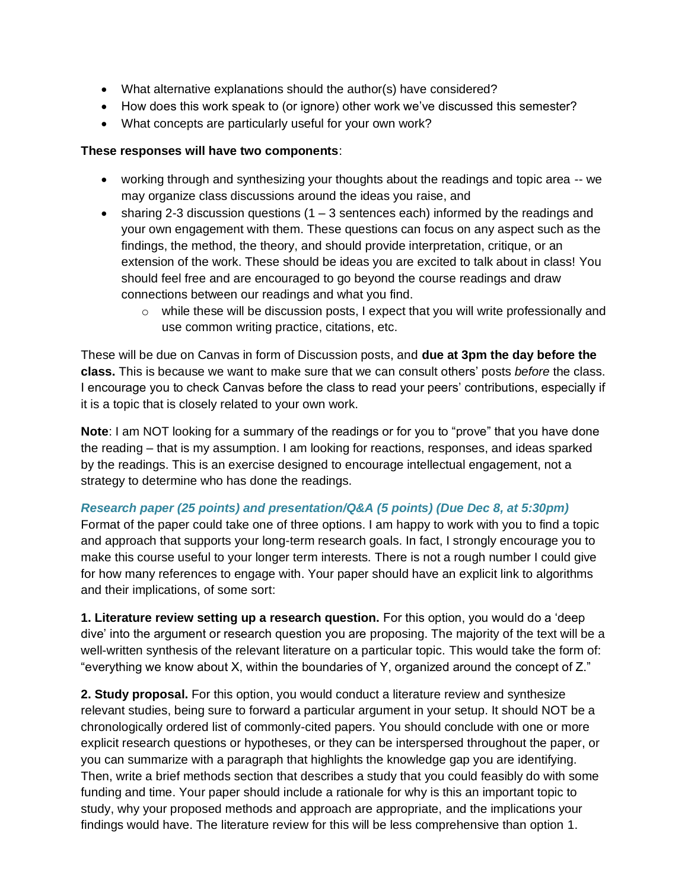- What alternative explanations should the author(s) have considered?
- How does this work speak to (or ignore) other work we've discussed this semester?
- What concepts are particularly useful for your own work?

**These responses will have two components**:

- working through and synthesizing your thoughts about the readings and topic area -- we may organize class discussions around the ideas you raise, and
- sharing 2-3 discussion questions (1 – 3 sentences each) informed by the readings and your own engagement with them. These questions can focus on any aspect such as the findings, the method, the theory, and should provide interpretation, critique, or an extension of the work. These should be ideas you are excited to talk about in class! You should feel free and are encouraged to go beyond the course readings and draw connections between our readings and what you find.
    - while these will be discussion posts, I expect that you will write professionally and use common writing practice, citations, etc.

These will be due on Canvas in form of Discussion posts, and **due at 3pm the day before the class.** This is because we want to make sure that we can consult others' posts *before* the class. I encourage you to check Canvas before the class to read your peers' contributions, especially if it is a topic that is closely related to your own work.

**Note**: I am NOT looking for a summary of the readings or for you to "prove" that you have done the reading – that is my assumption. I am looking for reactions, responses, and ideas sparked by the readings. This is an exercise designed to encourage intellectual engagement, not a strategy to determine who has done the readings.

### *Research paper (25 points) and presentation/Q&A (5 points) (Due Dec 8, at 5:30pm)*

Format of the paper could take one of three options. I am happy to work with you to find a topic and approach that supports your long-term research goals. In fact, I strongly encourage you to make this course useful to your longer term interests. There is not a rough number I could give for how many references to engage with. Your paper should have an explicit link to algorithms and their implications, of some sort:

**1. Literature review setting up a research question.** For this option, you would do a 'deep dive' into the argument or research question you are proposing. The majority of the text will be a well-written synthesis of the relevant literature on a particular topic. This would take the form of: "everything we know about X, within the boundaries of Y, organized around the concept of Z."

**2. Study proposal.** For this option, you would conduct a literature review and synthesize relevant studies, being sure to forward a particular argument in your setup. It should NOT be a chronologically ordered list of commonly-cited papers. You should conclude with one or more explicit research questions or hypotheses, or they can be interspersed throughout the paper, or you can summarize with a paragraph that highlights the knowledge gap you are identifying. Then, write a brief methods section that describes a study that you could feasibly do with some funding and time. Your paper should include a rationale for why is this an important topic to study, why your proposed methods and approach are appropriate, and the implications your findings would have. The literature review for this will be less comprehensive than option 1.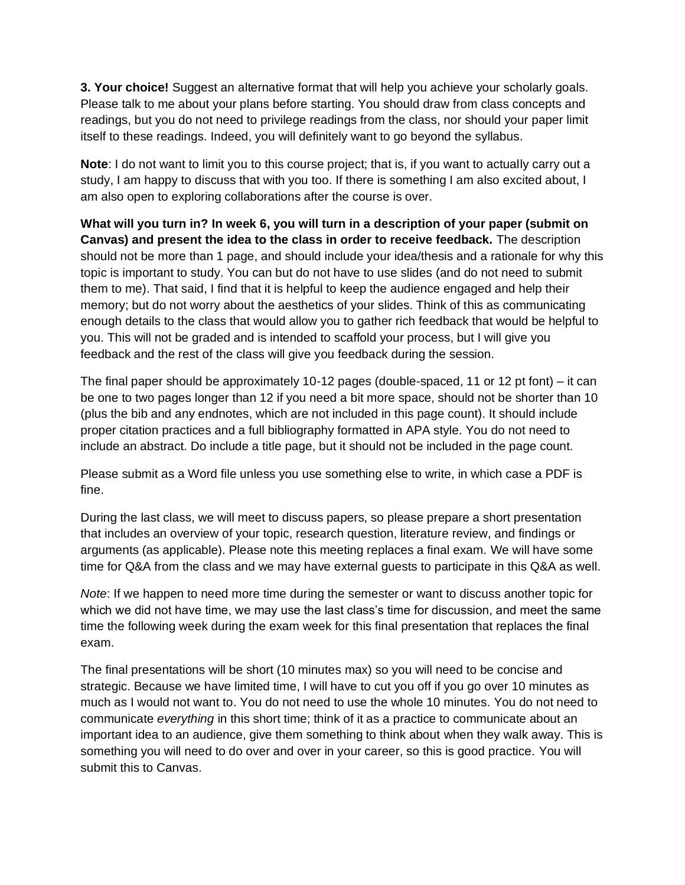**3. Your choice!** Suggest an alternative format that will help you achieve your scholarly goals. Please talk to me about your plans before starting. You should draw from class concepts and readings, but you do not need to privilege readings from the class, nor should your paper limit itself to these readings. Indeed, you will definitely want to go beyond the syllabus.

**Note**: I do not want to limit you to this course project; that is, if you want to actually carry out a study, I am happy to discuss that with you too. If there is something I am also excited about, I am also open to exploring collaborations after the course is over.

**What will you turn in? In week 6, you will turn in a description of your paper (submit on Canvas) and present the idea to the class in order to receive feedback.** The description should not be more than 1 page, and should include your idea/thesis and a rationale for why this topic is important to study. You can but do not have to use slides (and do not need to submit them to me). That said, I find that it is helpful to keep the audience engaged and help their memory; but do not worry about the aesthetics of your slides. Think of this as communicating enough details to the class that would allow you to gather rich feedback that would be helpful to you. This will not be graded and is intended to scaffold your process, but I will give you feedback and the rest of the class will give you feedback during the session.

The final paper should be approximately 10-12 pages (double-spaced, 11 or 12 pt font) – it can be one to two pages longer than 12 if you need a bit more space, should not be shorter than 10 (plus the bib and any endnotes, which are not included in this page count). It should include proper citation practices and a full bibliography formatted in APA style. You do not need to include an abstract. Do include a title page, but it should not be included in the page count.

Please submit as a Word file unless you use something else to write, in which case a PDF is fine.

During the last class, we will meet to discuss papers, so please prepare a short presentation that includes an overview of your topic, research question, literature review, and findings or arguments (as applicable). Please note this meeting replaces a final exam. We will have some time for Q&A from the class and we may have external guests to participate in this Q&A as well.

*Note*: If we happen to need more time during the semester or want to discuss another topic for which we did not have time, we may use the last class's time for discussion, and meet the same time the following week during the exam week for this final presentation that replaces the final exam.

The final presentations will be short (10 minutes max) so you will need to be concise and strategic. Because we have limited time, I will have to cut you off if you go over 10 minutes as much as I would not want to. You do not need to use the whole 10 minutes. You do not need to communicate *everything* in this short time; think of it as a practice to communicate about an important idea to an audience, give them something to think about when they walk away. This is something you will need to do over and over in your career, so this is good practice. You will submit this to Canvas.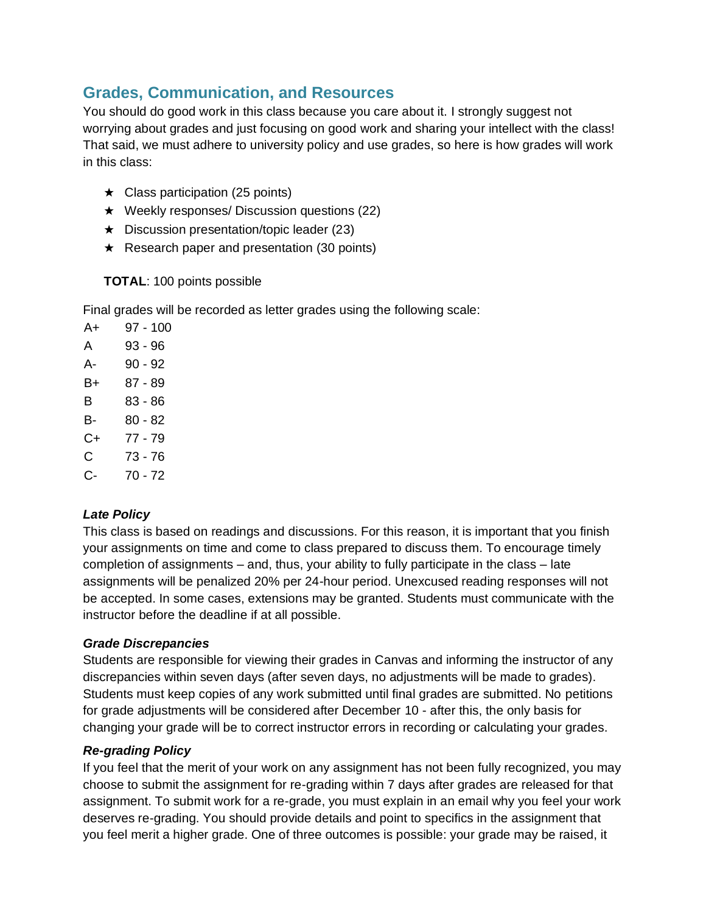## Grades, Communication, and Resources

You should do good work in this class because you care about it. I strongly suggest not worrying about grades and just focusing on good work and sharing your intellect with the class! That said, we must adhere to university policy and use grades, so here is how grades will work in this class:

- ★ Class participation (25 points)
- ★ Weekly responses/ Discussion questions (22)
- ★ Discussion presentation/topic leader (23)
- ★ Research paper and presentation (30 points)

**TOTAL**: 100 points possible

Final grades will be recorded as letter grades using the following scale:

| | |
|---|---|
| A+ | 97 - 100 |
| A | 93 - 96 |
| A- | 90 - 92 |
| B+ | 87 - 89 |
| B | 83 - 86 |
| B- | 80 - 82 |
| C+ | 77 - 79 |
| C | 73 - 76 |
| C- | 70 - 72 |

***Late Policy***

This class is based on readings and discussions. For this reason, it is important that you finish your assignments on time and come to class prepared to discuss them. To encourage timely completion of assignments – and, thus, your ability to fully participate in the class – late assignments will be penalized 20% per 24-hour period. Unexcused reading responses will not be accepted. In some cases, extensions may be granted. Students must communicate with the instructor before the deadline if at all possible.

***Grade Discrepancies***

Students are responsible for viewing their grades in Canvas and informing the instructor of any discrepancies within seven days (after seven days, no adjustments will be made to grades). Students must keep copies of any work submitted until final grades are submitted. No petitions for grade adjustments will be considered after December 10 - after this, the only basis for changing your grade will be to correct instructor errors in recording or calculating your grades.

***Re-grading Policy***

If you feel that the merit of your work on any assignment has not been fully recognized, you may choose to submit the assignment for re-grading within 7 days after grades are released for that assignment. To submit work for a re-grade, you must explain in an email why you feel your work deserves re-grading. You should provide details and point to specifics in the assignment that you feel merit a higher grade. One of three outcomes is possible: your grade may be raised, it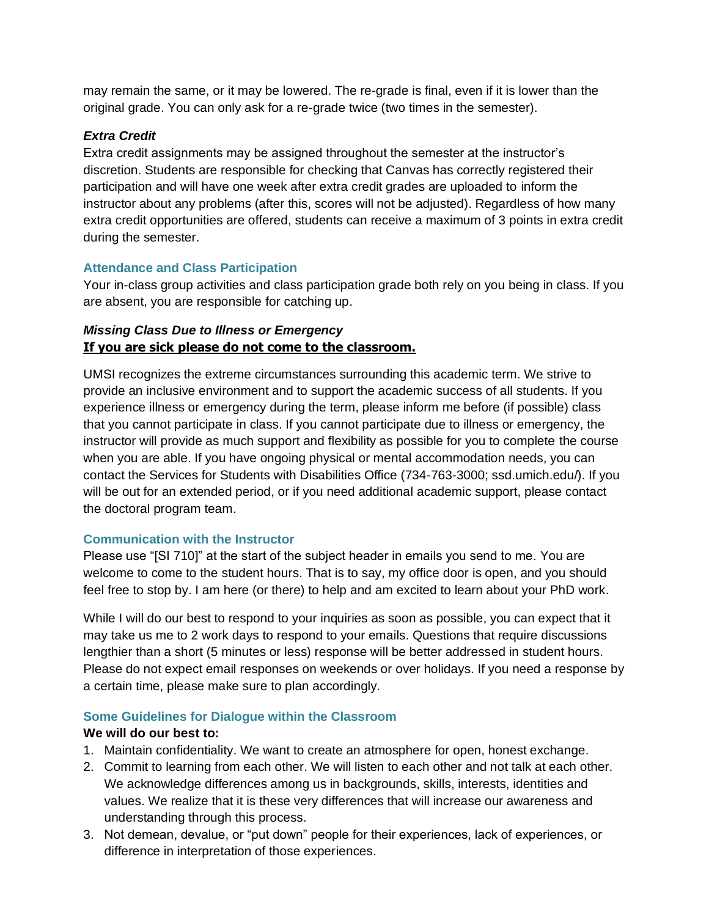may remain the same, or it may be lowered. The re-grade is final, even if it is lower than the original grade. You can only ask for a re-grade twice (two times in the semester).

### *Extra Credit*

Extra credit assignments may be assigned throughout the semester at the instructor's discretion. Students are responsible for checking that Canvas has correctly registered their participation and will have one week after extra credit grades are uploaded to inform the instructor about any problems (after this, scores will not be adjusted). Regardless of how many extra credit opportunities are offered, students can receive a maximum of 3 points in extra credit during the semester.

## Attendance and Class Participation

Your in-class group activities and class participation grade both rely on you being in class. If you are absent, you are responsible for catching up.

### *Missing Class Due to Illness or Emergency*

**<u>If you are sick please do not come to the classroom.</u>**

UMSI recognizes the extreme circumstances surrounding this academic term. We strive to provide an inclusive environment and to support the academic success of all students. If you experience illness or emergency during the term, please inform me before (if possible) class that you cannot participate in class. If you cannot participate due to illness or emergency, the instructor will provide as much support and flexibility as possible for you to complete the course when you are able. If you have ongoing physical or mental accommodation needs, you can contact the Services for Students with Disabilities Office (734-763-3000; ssd.umich.edu/). If you will be out for an extended period, or if you need additional academic support, please contact the doctoral program team.

## Communication with the Instructor

Please use "[SI 710]" at the start of the subject header in emails you send to me. You are welcome to come to the student hours. That is to say, my office door is open, and you should feel free to stop by. I am here (or there) to help and am excited to learn about your PhD work.

While I will do our best to respond to your inquiries as soon as possible, you can expect that it may take us me to 2 work days to respond to your emails. Questions that require discussions lengthier than a short (5 minutes or less) response will be better addressed in student hours. Please do not expect email responses on weekends or over holidays. If you need a response by a certain time, please make sure to plan accordingly.

## Some Guidelines for Dialogue within the Classroom

**We will do our best to:**

1. Maintain confidentiality. We want to create an atmosphere for open, honest exchange.
2. Commit to learning from each other. We will listen to each other and not talk at each other. We acknowledge differences among us in backgrounds, skills, interests, identities and values. We realize that it is these very differences that will increase our awareness and understanding through this process.
3. Not demean, devalue, or "put down" people for their experiences, lack of experiences, or difference in interpretation of those experiences.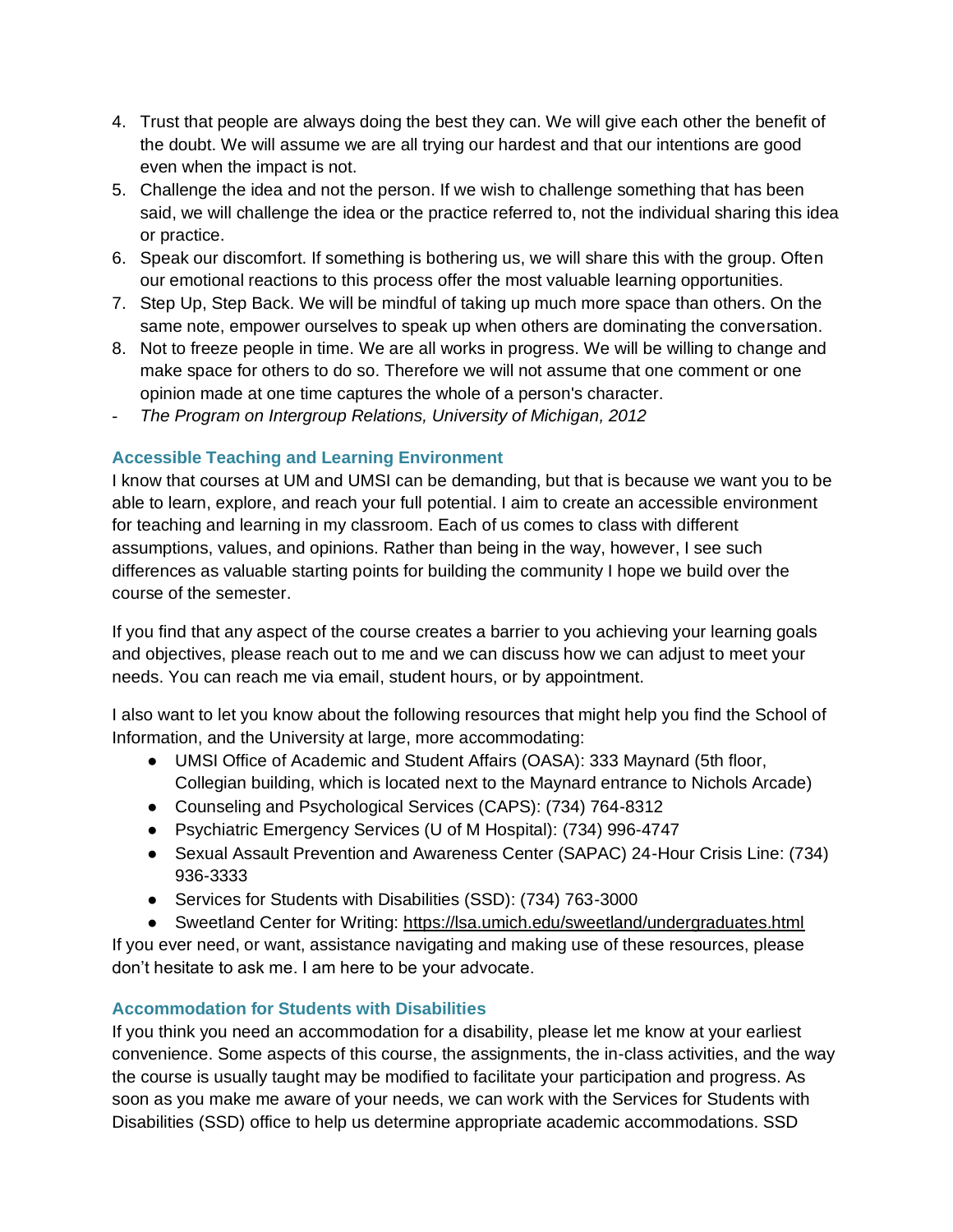4. Trust that people are always doing the best they can. We will give each other the benefit of the doubt. We will assume we are all trying our hardest and that our intentions are good even when the impact is not.
5. Challenge the idea and not the person. If we wish to challenge something that has been said, we will challenge the idea or the practice referred to, not the individual sharing this idea or practice.
6. Speak our discomfort. If something is bothering us, we will share this with the group. Often our emotional reactions to this process offer the most valuable learning opportunities.
7. Step Up, Step Back. We will be mindful of taking up much more space than others. On the same note, empower ourselves to speak up when others are dominating the conversation.
8. Not to freeze people in time. We are all works in progress. We will be willing to change and make space for others to do so. Therefore we will not assume that one comment or one opinion made at one time captures the whole of a person's character.

- *The Program on Intergroup Relations, University of Michigan, 2012*

### Accessible Teaching and Learning Environment

I know that courses at UM and UMSI can be demanding, but that is because we want you to be able to learn, explore, and reach your full potential. I aim to create an accessible environment for teaching and learning in my classroom. Each of us comes to class with different assumptions, values, and opinions. Rather than being in the way, however, I see such differences as valuable starting points for building the community I hope we build over the course of the semester.

If you find that any aspect of the course creates a barrier to you achieving your learning goals and objectives, please reach out to me and we can discuss how we can adjust to meet your needs. You can reach me via email, student hours, or by appointment.

I also want to let you know about the following resources that might help you find the School of Information, and the University at large, more accommodating:

- UMSI Office of Academic and Student Affairs (OASA): 333 Maynard (5th floor, Collegian building, which is located next to the Maynard entrance to Nichols Arcade)
- Counseling and Psychological Services (CAPS): (734) 764-8312
- Psychiatric Emergency Services (U of M Hospital): (734) 996-4747
- Sexual Assault Prevention and Awareness Center (SAPAC) 24-Hour Crisis Line: (734) 936-3333
- Services for Students with Disabilities (SSD): (734) 763-3000
- Sweetland Center for Writing: https://lsa.umich.edu/sweetland/undergraduates.html

If you ever need, or want, assistance navigating and making use of these resources, please don't hesitate to ask me. I am here to be your advocate.

### Accommodation for Students with Disabilities

If you think you need an accommodation for a disability, please let me know at your earliest convenience. Some aspects of this course, the assignments, the in-class activities, and the way the course is usually taught may be modified to facilitate your participation and progress. As soon as you make me aware of your needs, we can work with the Services for Students with Disabilities (SSD) office to help us determine appropriate academic accommodations. SSD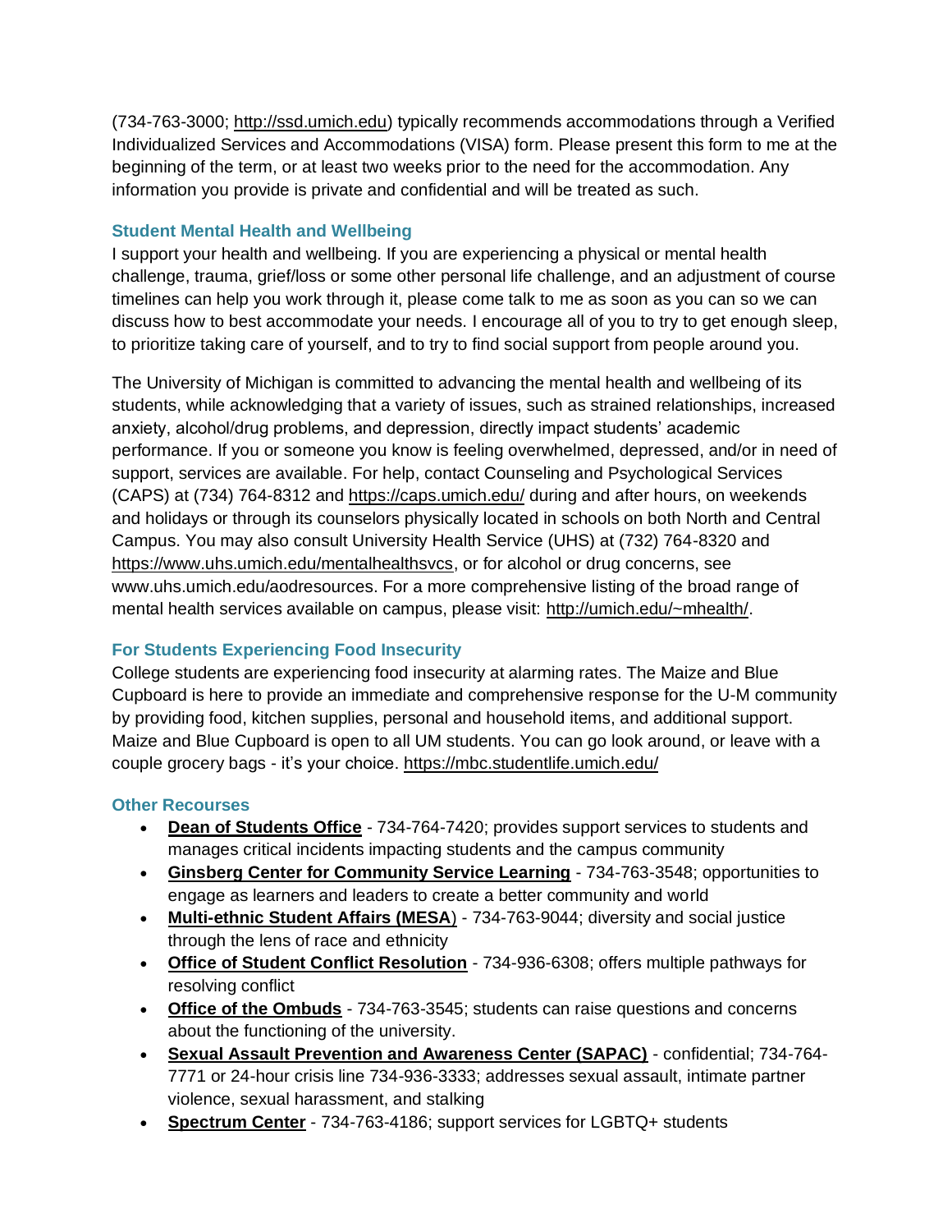(734-763-3000; http://ssd.umich.edu) typically recommends accommodations through a Verified Individualized Services and Accommodations (VISA) form. Please present this form to me at the beginning of the term, or at least two weeks prior to the need for the accommodation. Any information you provide is private and confidential and will be treated as such.

### Student Mental Health and Wellbeing

I support your health and wellbeing. If you are experiencing a physical or mental health challenge, trauma, grief/loss or some other personal life challenge, and an adjustment of course timelines can help you work through it, please come talk to me as soon as you can so we can discuss how to best accommodate your needs. I encourage all of you to try to get enough sleep, to prioritize taking care of yourself, and to try to find social support from people around you.

The University of Michigan is committed to advancing the mental health and wellbeing of its students, while acknowledging that a variety of issues, such as strained relationships, increased anxiety, alcohol/drug problems, and depression, directly impact students' academic performance. If you or someone you know is feeling overwhelmed, depressed, and/or in need of support, services are available. For help, contact Counseling and Psychological Services (CAPS) at (734) 764-8312 and https://caps.umich.edu/ during and after hours, on weekends and holidays or through its counselors physically located in schools on both North and Central Campus. You may also consult University Health Service (UHS) at (732) 764-8320 and https://www.uhs.umich.edu/mentalhealthsvcs, or for alcohol or drug concerns, see www.uhs.umich.edu/aodresources. For a more comprehensive listing of the broad range of mental health services available on campus, please visit: http://umich.edu/~mhealth/.

### For Students Experiencing Food Insecurity

College students are experiencing food insecurity at alarming rates. The Maize and Blue Cupboard is here to provide an immediate and comprehensive response for the U-M community by providing food, kitchen supplies, personal and household items, and additional support. Maize and Blue Cupboard is open to all UM students. You can go look around, or leave with a couple grocery bags - it's your choice. https://mbc.studentlife.umich.edu/

### Other Recourses

- **Dean of Students Office** - 734-764-7420; provides support services to students and manages critical incidents impacting students and the campus community
- **Ginsberg Center for Community Service Learning** - 734-763-3548; opportunities to engage as learners and leaders to create a better community and world
- **Multi-ethnic Student Affairs (MESA)** - 734-763-9044; diversity and social justice through the lens of race and ethnicity
- **Office of Student Conflict Resolution** - 734-936-6308; offers multiple pathways for resolving conflict
- **Office of the Ombuds** - 734-763-3545; students can raise questions and concerns about the functioning of the university.
- **Sexual Assault Prevention and Awareness Center (SAPAC)** - confidential; 734-764-7771 or 24-hour crisis line 734-936-3333; addresses sexual assault, intimate partner violence, sexual harassment, and stalking
- **Spectrum Center** - 734-763-4186; support services for LGBTQ+ students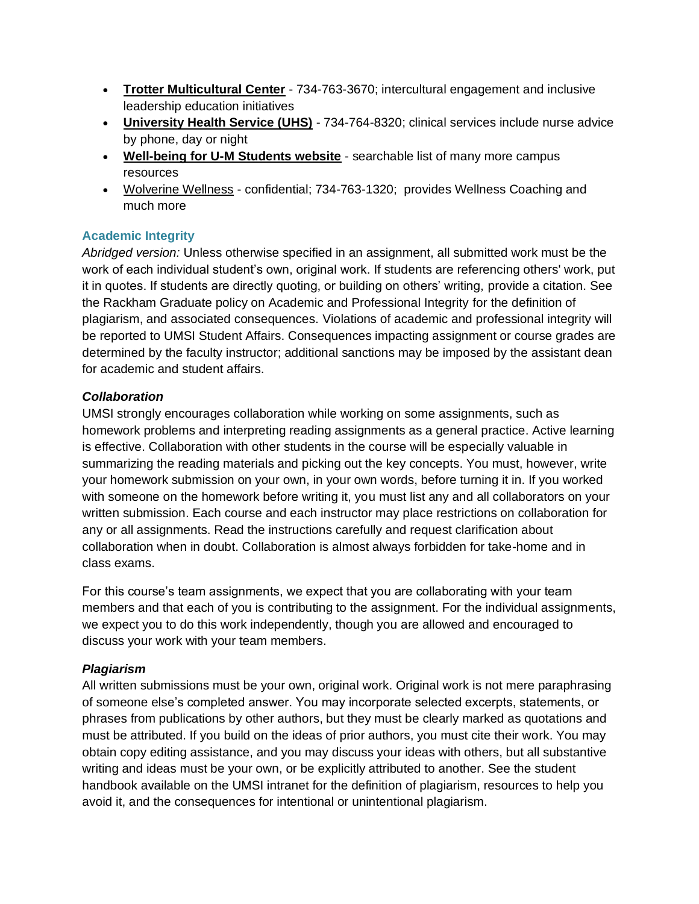- **Trotter Multicultural Center** - 734-763-3670; intercultural engagement and inclusive leadership education initiatives
- **University Health Service (UHS)** - 734-764-8320; clinical services include nurse advice by phone, day or night
- **Well-being for U-M Students website** - searchable list of many more campus resources
- Wolverine Wellness - confidential; 734-763-1320; provides Wellness Coaching and much more

### Academic Integrity

*Abridged version:* Unless otherwise specified in an assignment, all submitted work must be the work of each individual student's own, original work. If students are referencing others' work, put it in quotes. If students are directly quoting, or building on others' writing, provide a citation. See the Rackham Graduate policy on Academic and Professional Integrity for the definition of plagiarism, and associated consequences. Violations of academic and professional integrity will be reported to UMSI Student Affairs. Consequences impacting assignment or course grades are determined by the faculty instructor; additional sanctions may be imposed by the assistant dean for academic and student affairs.

#### *Collaboration*

UMSI strongly encourages collaboration while working on some assignments, such as homework problems and interpreting reading assignments as a general practice. Active learning is effective. Collaboration with other students in the course will be especially valuable in summarizing the reading materials and picking out the key concepts. You must, however, write your homework submission on your own, in your own words, before turning it in. If you worked with someone on the homework before writing it, you must list any and all collaborators on your written submission. Each course and each instructor may place restrictions on collaboration for any or all assignments. Read the instructions carefully and request clarification about collaboration when in doubt. Collaboration is almost always forbidden for take-home and in class exams.

For this course's team assignments, we expect that you are collaborating with your team members and that each of you is contributing to the assignment. For the individual assignments, we expect you to do this work independently, though you are allowed and encouraged to discuss your work with your team members.

#### *Plagiarism*

All written submissions must be your own, original work. Original work is not mere paraphrasing of someone else's completed answer. You may incorporate selected excerpts, statements, or phrases from publications by other authors, but they must be clearly marked as quotations and must be attributed. If you build on the ideas of prior authors, you must cite their work. You may obtain copy editing assistance, and you may discuss your ideas with others, but all substantive writing and ideas must be your own, or be explicitly attributed to another. See the student handbook available on the UMSI intranet for the definition of plagiarism, resources to help you avoid it, and the consequences for intentional or unintentional plagiarism.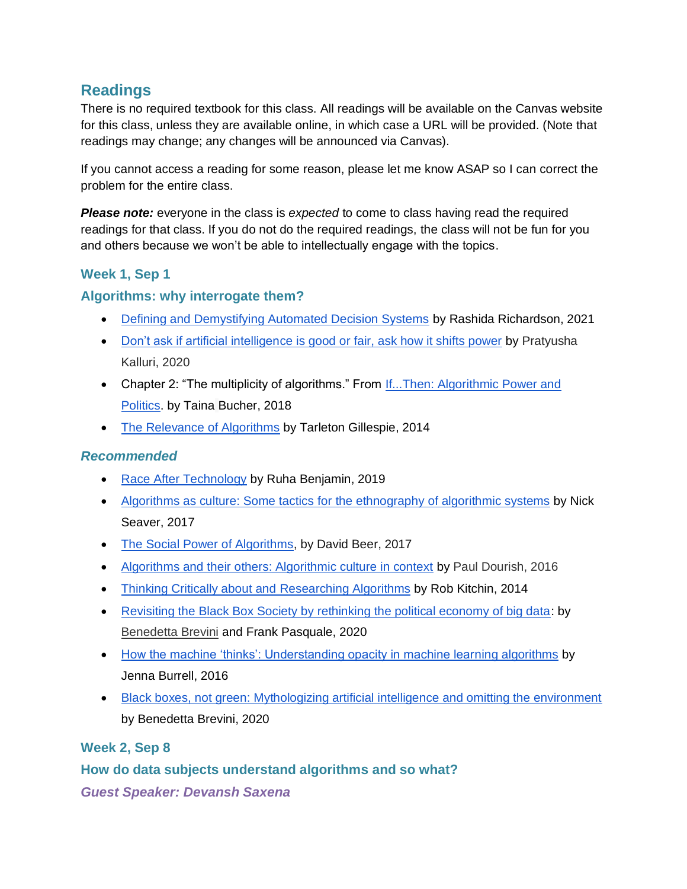## Readings

There is no required textbook for this class. All readings will be available on the Canvas website for this class, unless they are available online, in which case a URL will be provided. (Note that readings may change; any changes will be announced via Canvas).

If you cannot access a reading for some reason, please let me know ASAP so I can correct the problem for the entire class.

***Please note:*** everyone in the class is *expected* to come to class having read the required readings for that class. If you do not do the required readings, the class will not be fun for you and others because we won't be able to intellectually engage with the topics.

### Week 1, Sep 1

### Algorithms: why interrogate them?

- Defining and Demystifying Automated Decision Systems by Rashida Richardson, 2021
- Don't ask if artificial intelligence is good or fair, ask how it shifts power by Pratyusha Kalluri, 2020
- Chapter 2: "The multiplicity of algorithms." From If...Then: Algorithmic Power and Politics. by Taina Bucher, 2018
- The Relevance of Algorithms by Tarleton Gillespie, 2014

### *Recommended*

- Race After Technology by Ruha Benjamin, 2019
- Algorithms as culture: Some tactics for the ethnography of algorithmic systems by Nick Seaver, 2017
- The Social Power of Algorithms, by David Beer, 2017
- Algorithms and their others: Algorithmic culture in context by Paul Dourish, 2016
- Thinking Critically about and Researching Algorithms by Rob Kitchin, 2014
- Revisiting the Black Box Society by rethinking the political economy of big data: by Benedetta Brevini and Frank Pasquale, 2020
- How the machine 'thinks': Understanding opacity in machine learning algorithms by Jenna Burrell, 2016
- Black boxes, not green: Mythologizing artificial intelligence and omitting the environment by Benedetta Brevini, 2020

### Week 2, Sep 8

### How do data subjects understand algorithms and so what?

***Guest Speaker: Devansh Saxena***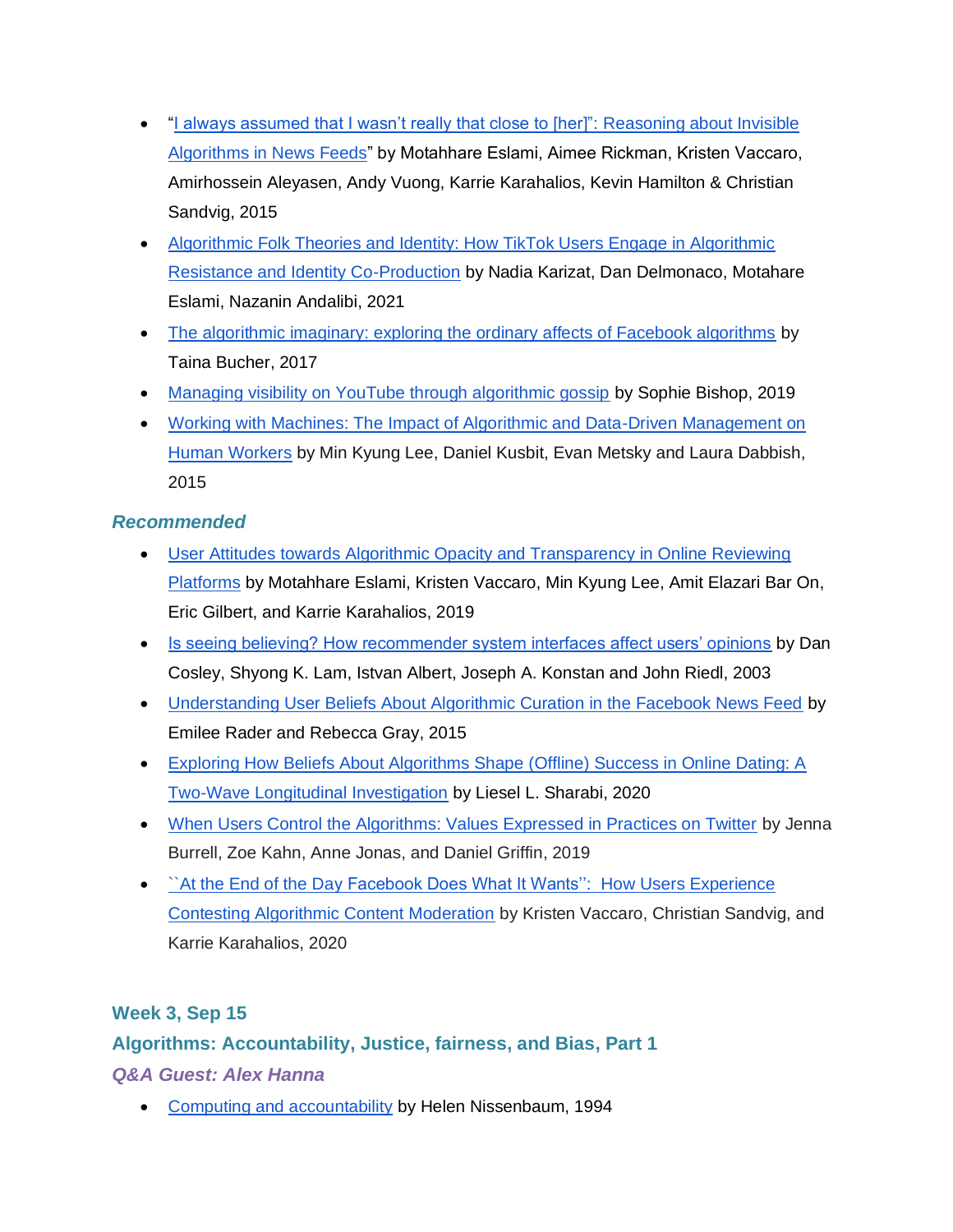- "I always assumed that I wasn't really that close to [her]": Reasoning about Invisible Algorithms in News Feeds" by Motahhare Eslami, Aimee Rickman, Kristen Vaccaro, Amirhossein Aleyasen, Andy Vuong, Karrie Karahalios, Kevin Hamilton & Christian Sandvig, 2015
- Algorithmic Folk Theories and Identity: How TikTok Users Engage in Algorithmic Resistance and Identity Co-Production by Nadia Karizat, Dan Delmonaco, Motahare Eslami, Nazanin Andalibi, 2021
- The algorithmic imaginary: exploring the ordinary affects of Facebook algorithms by Taina Bucher, 2017
- Managing visibility on YouTube through algorithmic gossip by Sophie Bishop, 2019
- Working with Machines: The Impact of Algorithmic and Data-Driven Management on Human Workers by Min Kyung Lee, Daniel Kusbit, Evan Metsky and Laura Dabbish, 2015

### *Recommended*

- User Attitudes towards Algorithmic Opacity and Transparency in Online Reviewing Platforms by Motahhare Eslami, Kristen Vaccaro, Min Kyung Lee, Amit Elazari Bar On, Eric Gilbert, and Karrie Karahalios, 2019
- Is seeing believing? How recommender system interfaces affect users' opinions by Dan Cosley, Shyong K. Lam, Istvan Albert, Joseph A. Konstan and John Riedl, 2003
- Understanding User Beliefs About Algorithmic Curation in the Facebook News Feed by Emilee Rader and Rebecca Gray, 2015
- Exploring How Beliefs About Algorithms Shape (Offline) Success in Online Dating: A Two-Wave Longitudinal Investigation by Liesel L. Sharabi, 2020
- When Users Control the Algorithms: Values Expressed in Practices on Twitter by Jenna Burrell, Zoe Kahn, Anne Jonas, and Daniel Griffin, 2019
- ``At the End of the Day Facebook Does What It Wants'': How Users Experience Contesting Algorithmic Content Moderation by Kristen Vaccaro, Christian Sandvig, and Karrie Karahalios, 2020

### Week 3, Sep 15

### Algorithms: Accountability, Justice, fairness, and Bias, Part 1

### *Q&A Guest: Alex Hanna*

- Computing and accountability by Helen Nissenbaum, 1994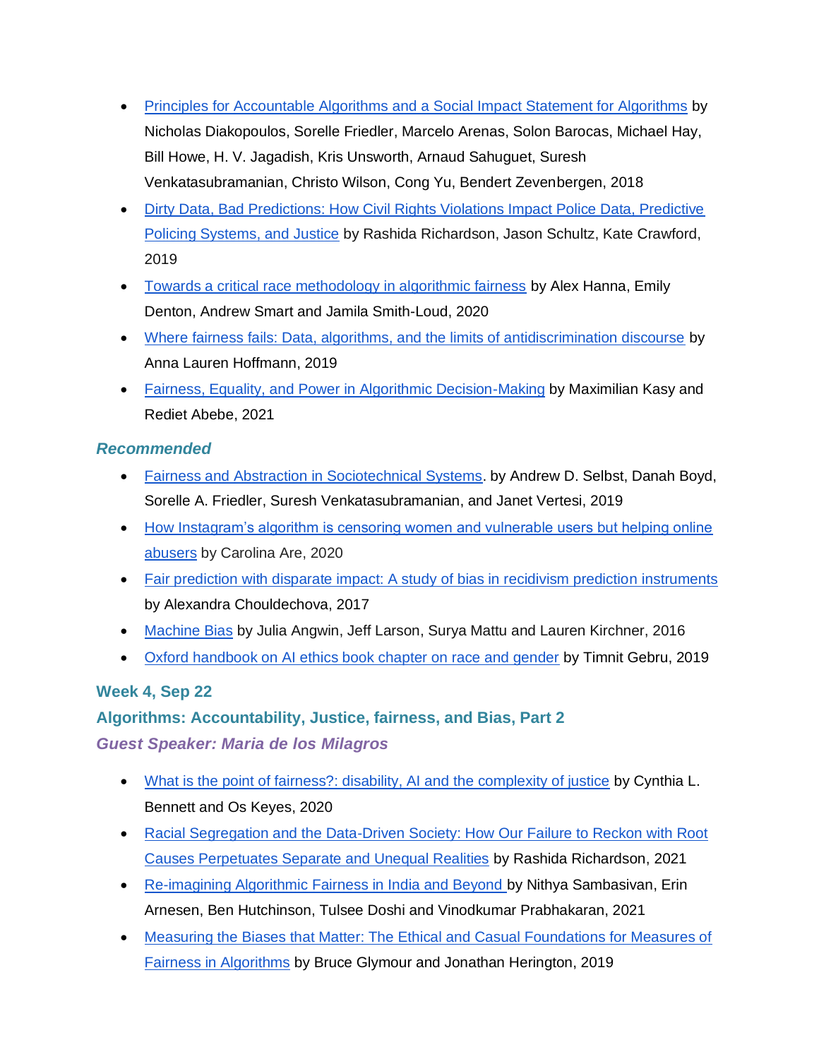- Principles for Accountable Algorithms and a Social Impact Statement for Algorithms by Nicholas Diakopoulos, Sorelle Friedler, Marcelo Arenas, Solon Barocas, Michael Hay, Bill Howe, H. V. Jagadish, Kris Unsworth, Arnaud Sahuguet, Suresh Venkatasubramanian, Christo Wilson, Cong Yu, Bendert Zevenbergen, 2018
- Dirty Data, Bad Predictions: How Civil Rights Violations Impact Police Data, Predictive Policing Systems, and Justice by Rashida Richardson, Jason Schultz, Kate Crawford, 2019
- Towards a critical race methodology in algorithmic fairness by Alex Hanna, Emily Denton, Andrew Smart and Jamila Smith-Loud, 2020
- Where fairness fails: Data, algorithms, and the limits of antidiscrimination discourse by Anna Lauren Hoffmann, 2019
- Fairness, Equality, and Power in Algorithmic Decision-Making by Maximilian Kasy and Rediet Abebe, 2021

### *Recommended*

- Fairness and Abstraction in Sociotechnical Systems. by Andrew D. Selbst, Danah Boyd, Sorelle A. Friedler, Suresh Venkatasubramanian, and Janet Vertesi, 2019
- How Instagram's algorithm is censoring women and vulnerable users but helping online abusers by Carolina Are, 2020
- Fair prediction with disparate impact: A study of bias in recidivism prediction instruments by Alexandra Chouldechova, 2017
- Machine Bias by Julia Angwin, Jeff Larson, Surya Mattu and Lauren Kirchner, 2016
- Oxford handbook on AI ethics book chapter on race and gender by Timnit Gebru, 2019

## Week 4, Sep 22

## Algorithms: Accountability, Justice, fairness, and Bias, Part 2

### *Guest Speaker: Maria de los Milagros*

- What is the point of fairness?: disability, AI and the complexity of justice by Cynthia L. Bennett and Os Keyes, 2020
- Racial Segregation and the Data-Driven Society: How Our Failure to Reckon with Root Causes Perpetuates Separate and Unequal Realities by Rashida Richardson, 2021
- Re-imagining Algorithmic Fairness in India and Beyond by Nithya Sambasivan, Erin Arnesen, Ben Hutchinson, Tulsee Doshi and Vinodkumar Prabhakaran, 2021
- Measuring the Biases that Matter: The Ethical and Casual Foundations for Measures of Fairness in Algorithms by Bruce Glymour and Jonathan Herington, 2019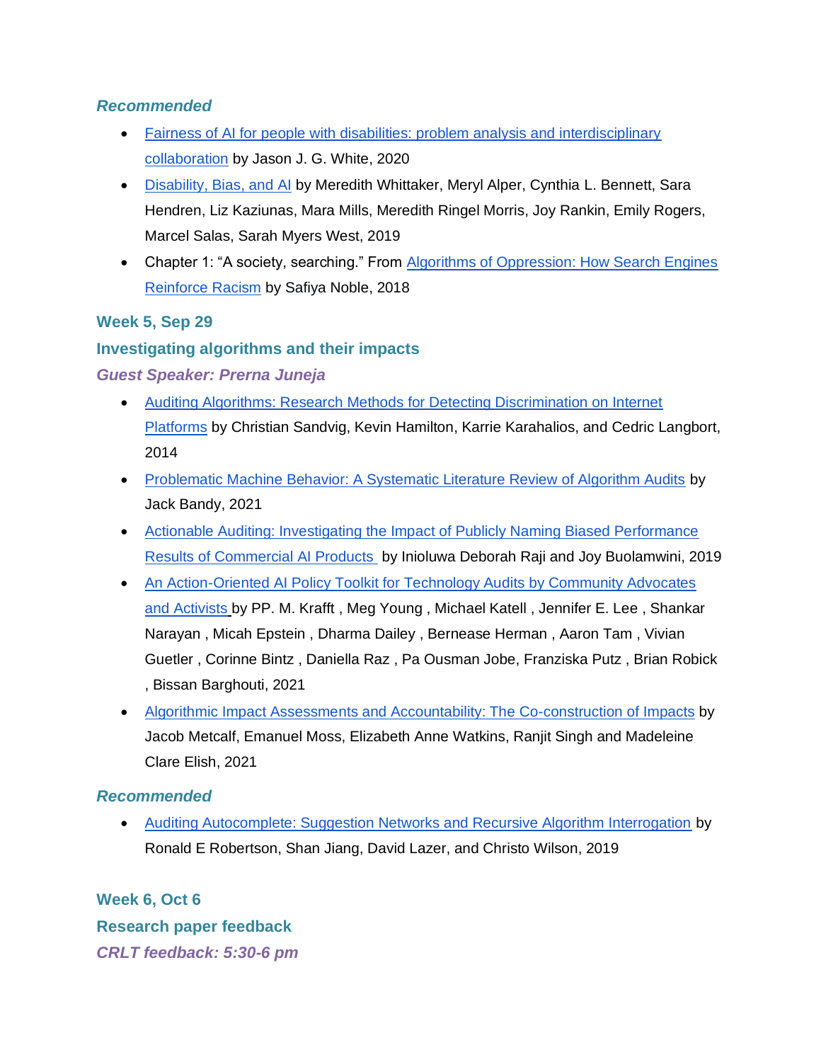### *Recommended*

- Fairness of AI for people with disabilities: problem analysis and interdisciplinary collaboration by Jason J. G. White, 2020
- Disability, Bias, and AI by Meredith Whittaker, Meryl Alper, Cynthia L. Bennett, Sara Hendren, Liz Kaziunas, Mara Mills, Meredith Ringel Morris, Joy Rankin, Emily Rogers, Marcel Salas, Sarah Myers West, 2019
- Chapter 1: "A society, searching." From Algorithms of Oppression: How Search Engines Reinforce Racism by Safiya Noble, 2018

## Week 5, Sep 29

## Investigating algorithms and their impacts

### *Guest Speaker: Prerna Juneja*

- Auditing Algorithms: Research Methods for Detecting Discrimination on Internet Platforms by Christian Sandvig, Kevin Hamilton, Karrie Karahalios, and Cedric Langbort, 2014
- Problematic Machine Behavior: A Systematic Literature Review of Algorithm Audits by Jack Bandy, 2021
- Actionable Auditing: Investigating the Impact of Publicly Naming Biased Performance Results of Commercial AI Products by Inioluwa Deborah Raji and Joy Buolamwini, 2019
- An Action-Oriented AI Policy Toolkit for Technology Audits by Community Advocates and Activists by PP. M. Krafft , Meg Young , Michael Katell , Jennifer E. Lee , Shankar Narayan , Micah Epstein , Dharma Dailey , Bernease Herman , Aaron Tam , Vivian Guetler , Corinne Bintz , Daniella Raz , Pa Ousman Jobe, Franziska Putz , Brian Robick , Bissan Barghouti, 2021
- Algorithmic Impact Assessments and Accountability: The Co-construction of Impacts by Jacob Metcalf, Emanuel Moss, Elizabeth Anne Watkins, Ranjit Singh and Madeleine Clare Elish, 2021

### *Recommended*

- Auditing Autocomplete: Suggestion Networks and Recursive Algorithm Interrogation by Ronald E Robertson, Shan Jiang, David Lazer, and Christo Wilson, 2019

## Week 6, Oct 6

## Research paper feedback

### *CRLT feedback: 5:30-6 pm*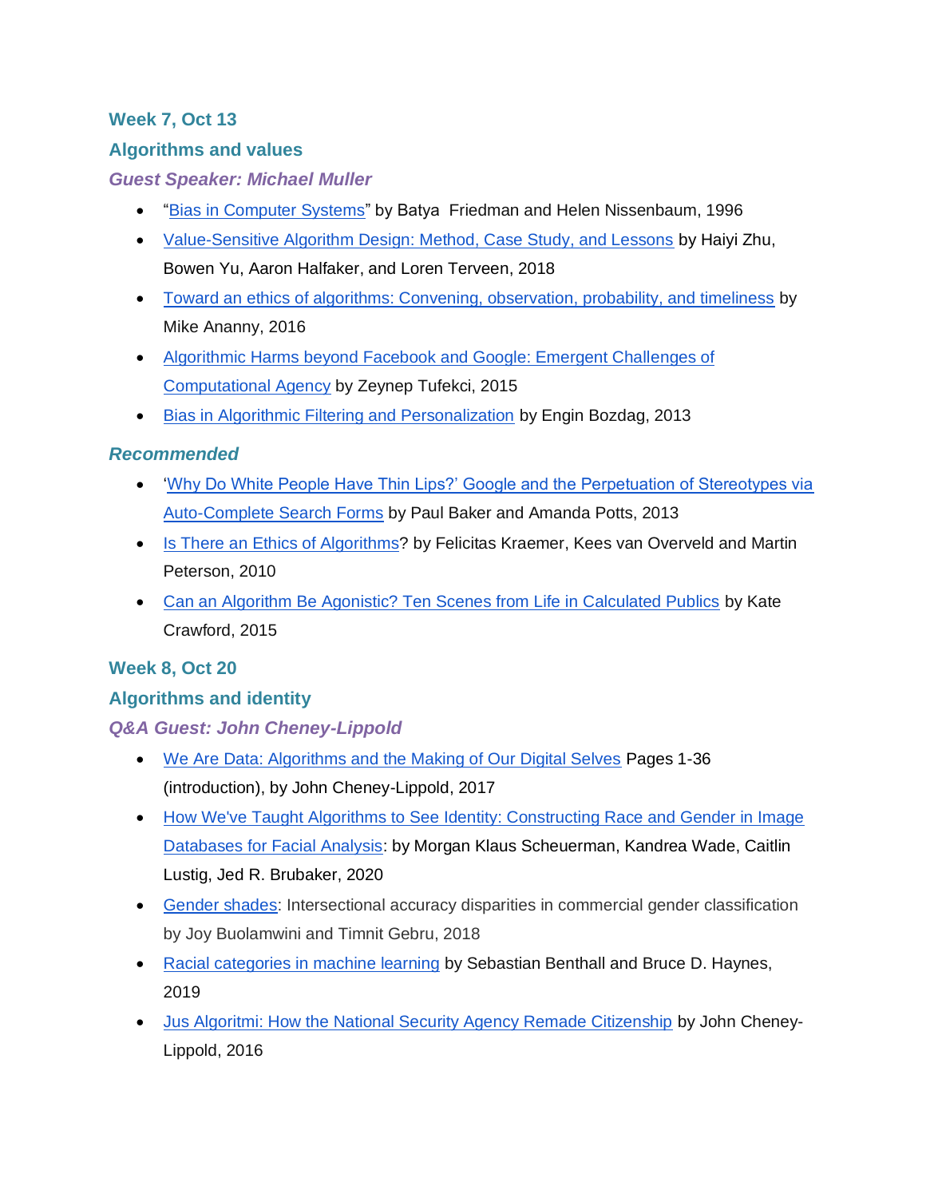### Week 7, Oct 13

### Algorithms and values

#### *Guest Speaker: Michael Muller*

- "Bias in Computer Systems" by Batya Friedman and Helen Nissenbaum, 1996
- Value-Sensitive Algorithm Design: Method, Case Study, and Lessons by Haiyi Zhu, Bowen Yu, Aaron Halfaker, and Loren Terveen, 2018
- Toward an ethics of algorithms: Convening, observation, probability, and timeliness by Mike Ananny, 2016
- Algorithmic Harms beyond Facebook and Google: Emergent Challenges of Computational Agency by Zeynep Tufekci, 2015
- Bias in Algorithmic Filtering and Personalization by Engin Bozdag, 2013

#### *Recommended*

- 'Why Do White People Have Thin Lips?' Google and the Perpetuation of Stereotypes via Auto-Complete Search Forms by Paul Baker and Amanda Potts, 2013
- Is There an Ethics of Algorithms? by Felicitas Kraemer, Kees van Overveld and Martin Peterson, 2010
- Can an Algorithm Be Agonistic? Ten Scenes from Life in Calculated Publics by Kate Crawford, 2015

### Week 8, Oct 20

### Algorithms and identity

#### *Q&A Guest: John Cheney-Lippold*

- We Are Data: Algorithms and the Making of Our Digital Selves Pages 1-36 (introduction), by John Cheney-Lippold, 2017
- How We've Taught Algorithms to See Identity: Constructing Race and Gender in Image Databases for Facial Analysis: by Morgan Klaus Scheuerman, Kandrea Wade, Caitlin Lustig, Jed R. Brubaker, 2020
- Gender shades: Intersectional accuracy disparities in commercial gender classification by Joy Buolamwini and Timnit Gebru, 2018
- Racial categories in machine learning by Sebastian Benthall and Bruce D. Haynes, 2019
- Jus Algoritmi: How the National Security Agency Remade Citizenship by John Cheney-Lippold, 2016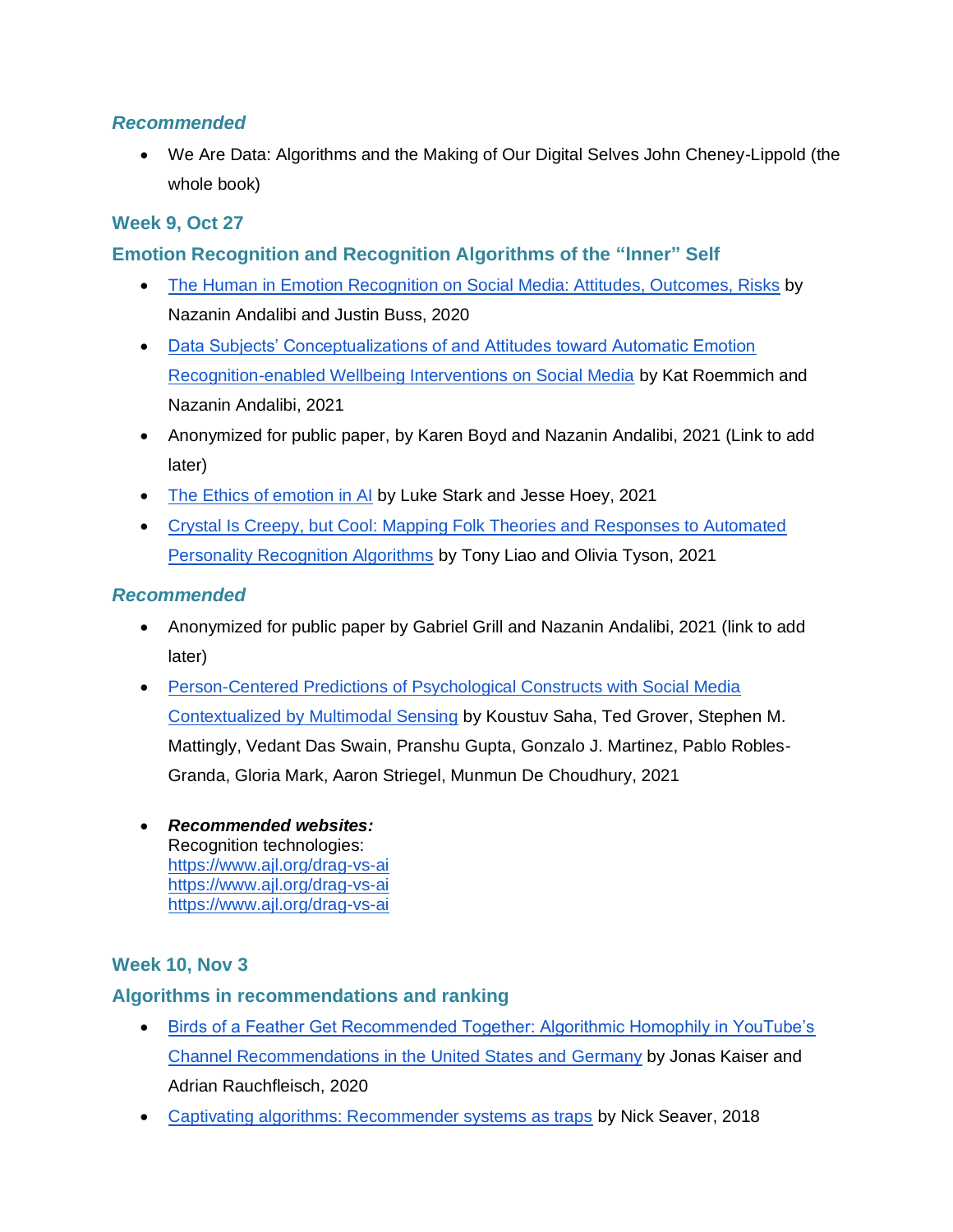### *Recommended*

- We Are Data: Algorithms and the Making of Our Digital Selves John Cheney-Lippold (the whole book)

### Week 9, Oct 27

### Emotion Recognition and Recognition Algorithms of the "Inner" Self

- The Human in Emotion Recognition on Social Media: Attitudes, Outcomes, Risks by Nazanin Andalibi and Justin Buss, 2020
- Data Subjects' Conceptualizations of and Attitudes toward Automatic Emotion Recognition-enabled Wellbeing Interventions on Social Media by Kat Roemmich and Nazanin Andalibi, 2021
- Anonymized for public paper, by Karen Boyd and Nazanin Andalibi, 2021 (Link to add later)
- The Ethics of emotion in AI by Luke Stark and Jesse Hoey, 2021
- Crystal Is Creepy, but Cool: Mapping Folk Theories and Responses to Automated Personality Recognition Algorithms by Tony Liao and Olivia Tyson, 2021

### *Recommended*

- Anonymized for public paper by Gabriel Grill and Nazanin Andalibi, 2021 (link to add later)
- Person-Centered Predictions of Psychological Constructs with Social Media Contextualized by Multimodal Sensing by Koustuv Saha, Ted Grover, Stephen M. Mattingly, Vedant Das Swain, Pranshu Gupta, Gonzalo J. Martinez, Pablo Robles-Granda, Gloria Mark, Aaron Striegel, Munmun De Choudhury, 2021

- ***Recommended websites:***
  Recognition technologies:
  https://www.ajl.org/drag-vs-ai
  https://www.ajl.org/drag-vs-ai
  https://www.ajl.org/drag-vs-ai

### Week 10, Nov 3

### Algorithms in recommendations and ranking

- Birds of a Feather Get Recommended Together: Algorithmic Homophily in YouTube's Channel Recommendations in the United States and Germany by Jonas Kaiser and Adrian Rauchfleisch, 2020
- Captivating algorithms: Recommender systems as traps by Nick Seaver, 2018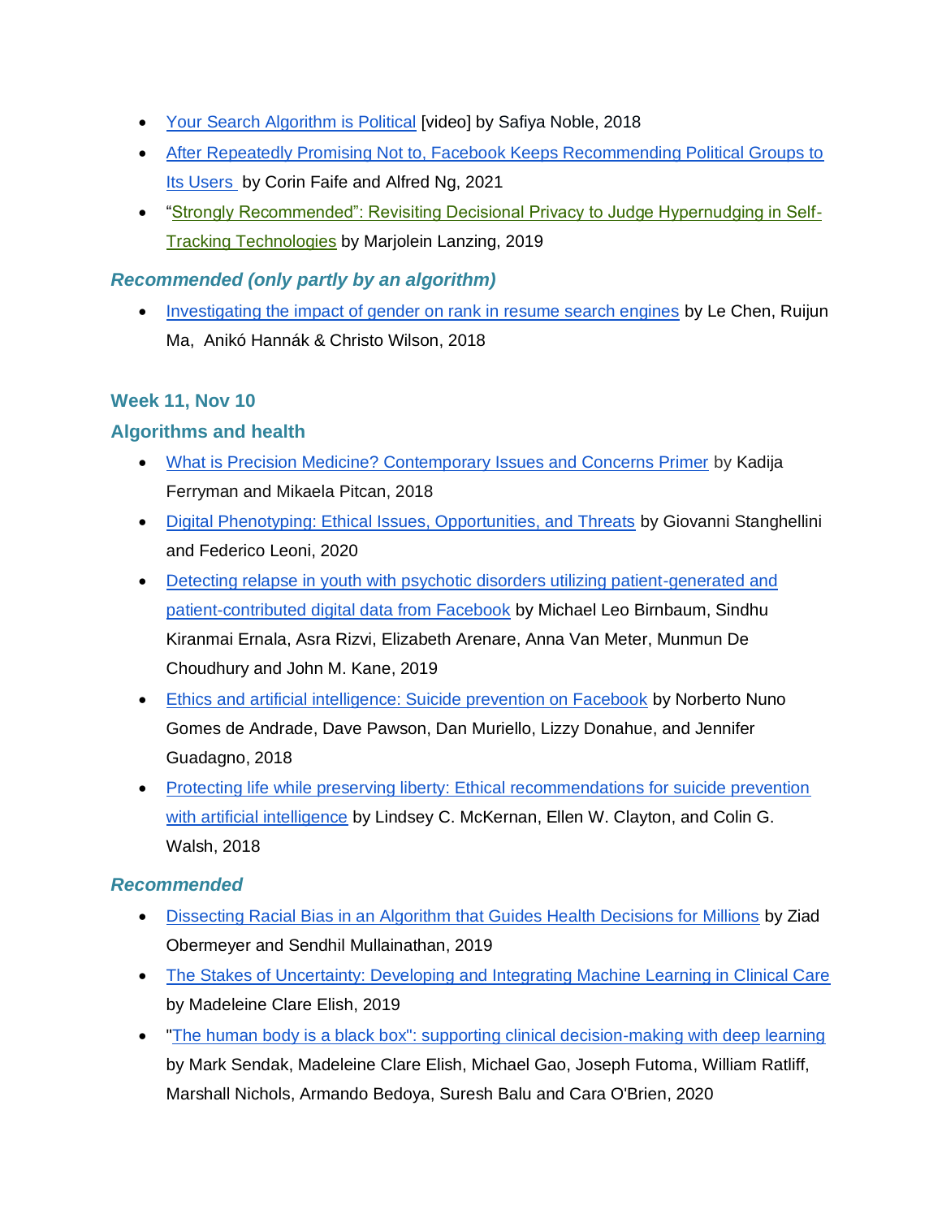- [Your Search Algorithm is Political] [video] by Safiya Noble, 2018
- [After Repeatedly Promising Not to, Facebook Keeps Recommending Political Groups to Its Users] by Corin Faife and Alfred Ng, 2021
- "[Strongly Recommended": Revisiting Decisional Privacy to Judge Hypernudging in Self-Tracking Technologies] by Marjolein Lanzing, 2019

### *Recommended (only partly by an algorithm)*

- [Investigating the impact of gender on rank in resume search engines] by Le Chen, Ruijun Ma, Anikó Hannák & Christo Wilson, 2018

## Week 11, Nov 10

### Algorithms and health

- [What is Precision Medicine? Contemporary Issues and Concerns Primer] by Kadija Ferryman and Mikaela Pitcan, 2018
- [Digital Phenotyping: Ethical Issues, Opportunities, and Threats] by Giovanni Stanghellini and Federico Leoni, 2020
- [Detecting relapse in youth with psychotic disorders utilizing patient-generated and patient-contributed digital data from Facebook] by Michael Leo Birnbaum, Sindhu Kiranmai Ernala, Asra Rizvi, Elizabeth Arenare, Anna Van Meter, Munmun De Choudhury and John M. Kane, 2019
- [Ethics and artificial intelligence: Suicide prevention on Facebook] by Norberto Nuno Gomes de Andrade, Dave Pawson, Dan Muriello, Lizzy Donahue, and Jennifer Guadagno, 2018
- [Protecting life while preserving liberty: Ethical recommendations for suicide prevention with artificial intelligence] by Lindsey C. McKernan, Ellen W. Clayton, and Colin G. Walsh, 2018

### *Recommended*

- [Dissecting Racial Bias in an Algorithm that Guides Health Decisions for Millions] by Ziad Obermeyer and Sendhil Mullainathan, 2019
- [The Stakes of Uncertainty: Developing and Integrating Machine Learning in Clinical Care] by Madeleine Clare Elish, 2019
- "[The human body is a black box": supporting clinical decision-making with deep learning] by Mark Sendak, Madeleine Clare Elish, Michael Gao, Joseph Futoma, William Ratliff, Marshall Nichols, Armando Bedoya, Suresh Balu and Cara O'Brien, 2020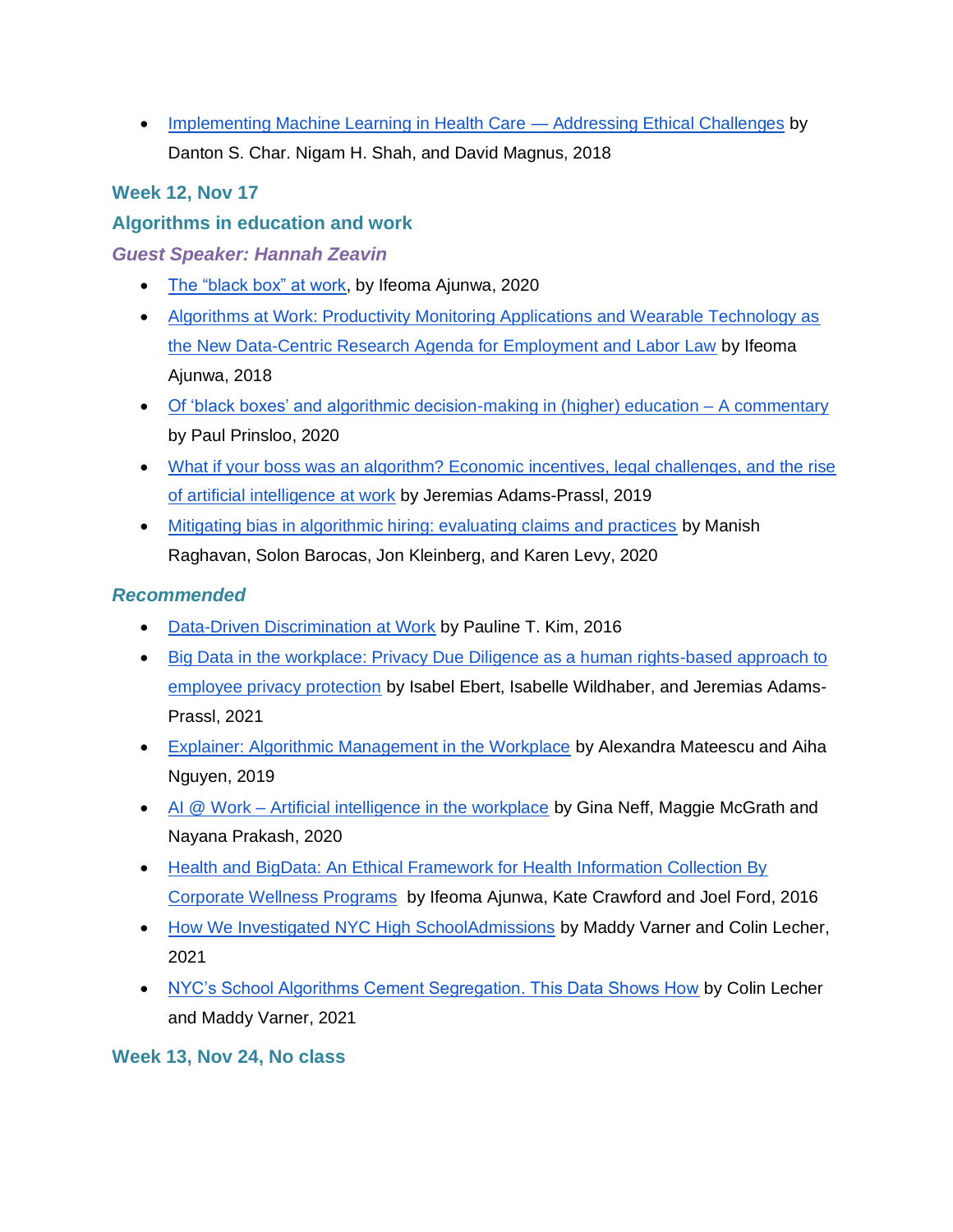- [Implementing Machine Learning in Health Care — Addressing Ethical Challenges]() by Danton S. Char. Nigam H. Shah, and David Magnus, 2018

### Week 12, Nov 17

### Algorithms in education and work

### *Guest Speaker: Hannah Zeavin*

- [The "black box" at work](), by Ifeoma Ajunwa, 2020
- [Algorithms at Work: Productivity Monitoring Applications and Wearable Technology as the New Data-Centric Research Agenda for Employment and Labor Law]() by Ifeoma Ajunwa, 2018
- [Of 'black boxes' and algorithmic decision-making in (higher) education – A commentary]() by Paul Prinsloo, 2020
- [What if your boss was an algorithm? Economic incentives, legal challenges, and the rise of artificial intelligence at work]() by Jeremias Adams-Prassl, 2019
- [Mitigating bias in algorithmic hiring: evaluating claims and practices]() by Manish Raghavan, Solon Barocas, Jon Kleinberg, and Karen Levy, 2020

### *Recommended*

- [Data-Driven Discrimination at Work]() by Pauline T. Kim, 2016
- [Big Data in the workplace: Privacy Due Diligence as a human rights-based approach to employee privacy protection]() by Isabel Ebert, Isabelle Wildhaber, and Jeremias Adams-Prassl, 2021
- [Explainer: Algorithmic Management in the Workplace]() by Alexandra Mateescu and Aiha Nguyen, 2019
- [AI @ Work – Artificial intelligence in the workplace]() by Gina Neff, Maggie McGrath and Nayana Prakash, 2020
- [Health and BigData: An Ethical Framework for Health Information Collection By Corporate Wellness Programs]() by Ifeoma Ajunwa, Kate Crawford and Joel Ford, 2016
- [How We Investigated NYC High SchoolAdmissions]() by Maddy Varner and Colin Lecher, 2021
- [NYC's School Algorithms Cement Segregation. This Data Shows How]() by Colin Lecher and Maddy Varner, 2021

### Week 13, Nov 24, No class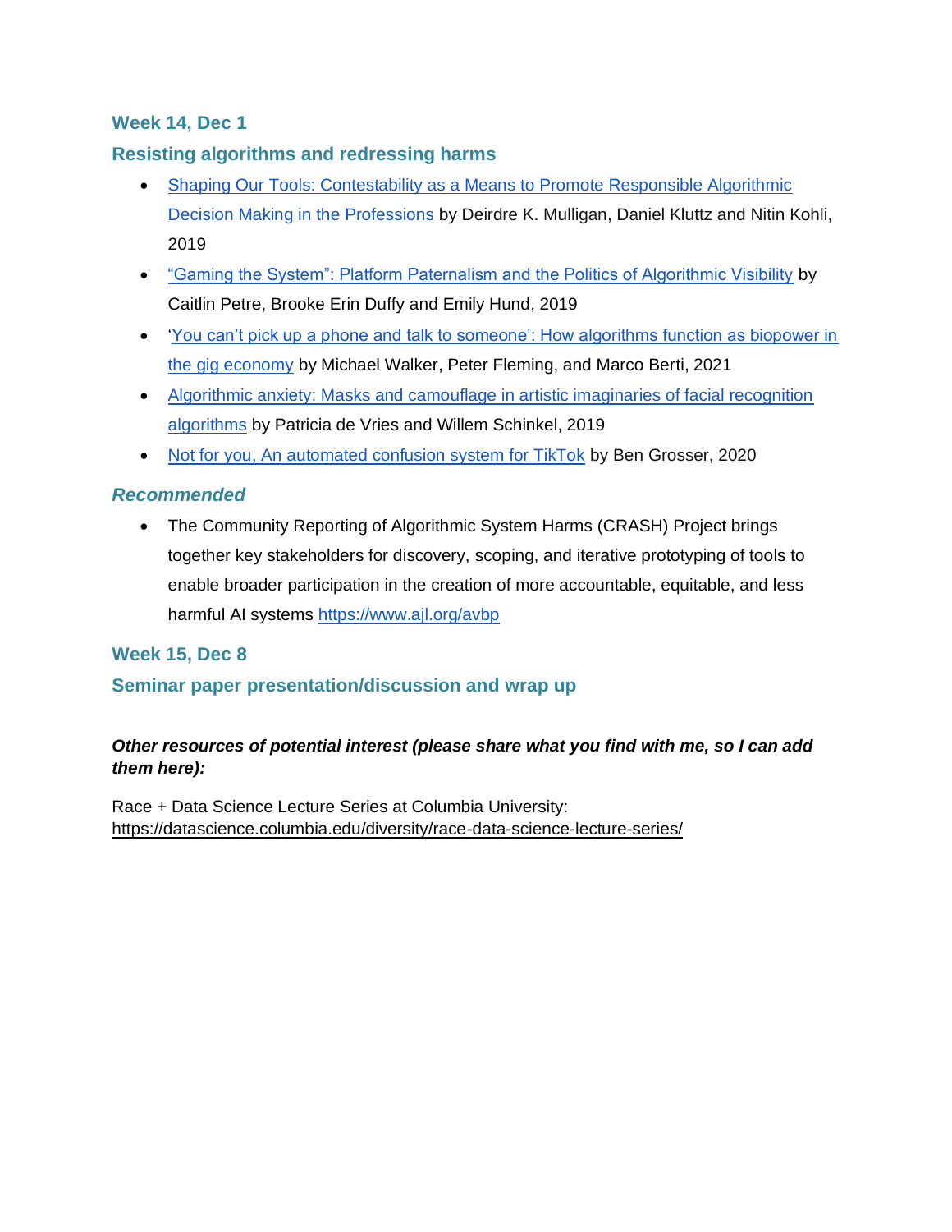### Week 14, Dec 1

### Resisting algorithms and redressing harms

- Shaping Our Tools: Contestability as a Means to Promote Responsible Algorithmic Decision Making in the Professions by Deirdre K. Mulligan, Daniel Kluttz and Nitin Kohli, 2019
- "Gaming the System": Platform Paternalism and the Politics of Algorithmic Visibility by Caitlin Petre, Brooke Erin Duffy and Emily Hund, 2019
- 'You can't pick up a phone and talk to someone': How algorithms function as biopower in the gig economy by Michael Walker, Peter Fleming, and Marco Berti, 2021
- Algorithmic anxiety: Masks and camouflage in artistic imaginaries of facial recognition algorithms by Patricia de Vries and Willem Schinkel, 2019
- Not for you, An automated confusion system for TikTok by Ben Grosser, 2020

### *Recommended*

- The Community Reporting of Algorithmic System Harms (CRASH) Project brings together key stakeholders for discovery, scoping, and iterative prototyping of tools to enable broader participation in the creation of more accountable, equitable, and less harmful AI systems https://www.ajl.org/avbp

### Week 15, Dec 8

### Seminar paper presentation/discussion and wrap up

***Other resources of potential interest (please share what you find with me, so I can add them here):***

Race + Data Science Lecture Series at Columbia University: https://datascience.columbia.edu/diversity/race-data-science-lecture-series/